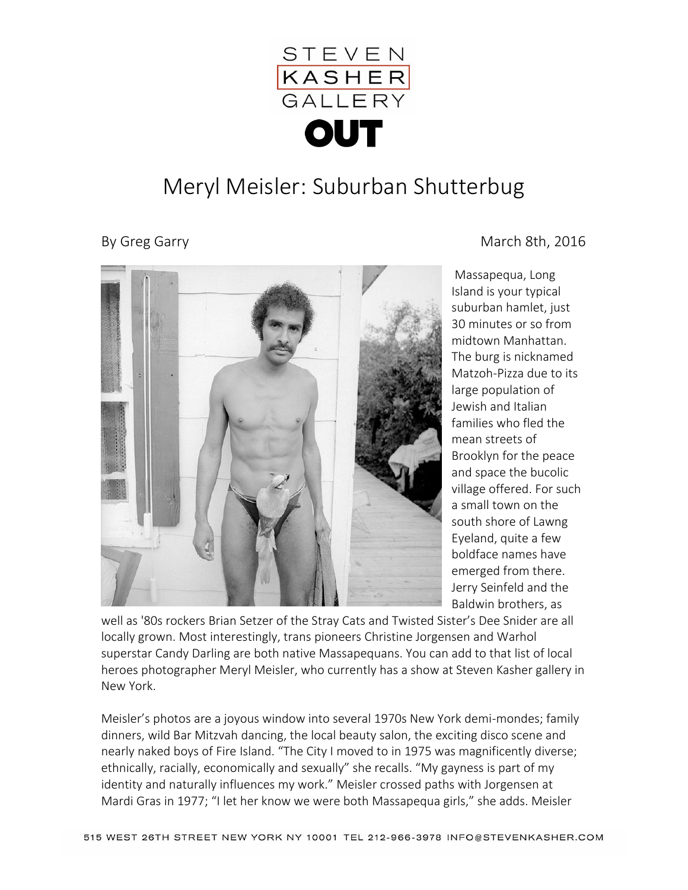STEVEN
KASHER
GALLERY

**OUT**

# Meryl Meisler: Suburban Shutterbug

By Greg Garry

March 8th, 2016

Massapequa, Long Island is your typical suburban hamlet, just 30 minutes or so from midtown Manhattan. The burg is nicknamed Matzoh-Pizza due to its large population of Jewish and Italian families who fled the mean streets of Brooklyn for the peace and space the bucolic village offered. For such a small town on the south shore of Lawng Eyeland, quite a few boldface names have emerged from there. Jerry Seinfeld and the Baldwin brothers, as well as '80s rockers Brian Setzer of the Stray Cats and Twisted Sister's Dee Snider are all locally grown. Most interestingly, trans pioneers Christine Jorgensen and Warhol superstar Candy Darling are both native Massapequans. You can add to that list of local heroes photographer Meryl Meisler, who currently has a show at Steven Kasher gallery in New York.

Meisler's photos are a joyous window into several 1970s New York demi-mondes; family dinners, wild Bar Mitzvah dancing, the local beauty salon, the exciting disco scene and nearly naked boys of Fire Island. "The City I moved to in 1975 was magnificently diverse; ethnically, racially, economically and sexually" she recalls. "My gayness is part of my identity and naturally influences my work." Meisler crossed paths with Jorgensen at Mardi Gras in 1977; "I let her know we were both Massapequa girls," she adds. Meisler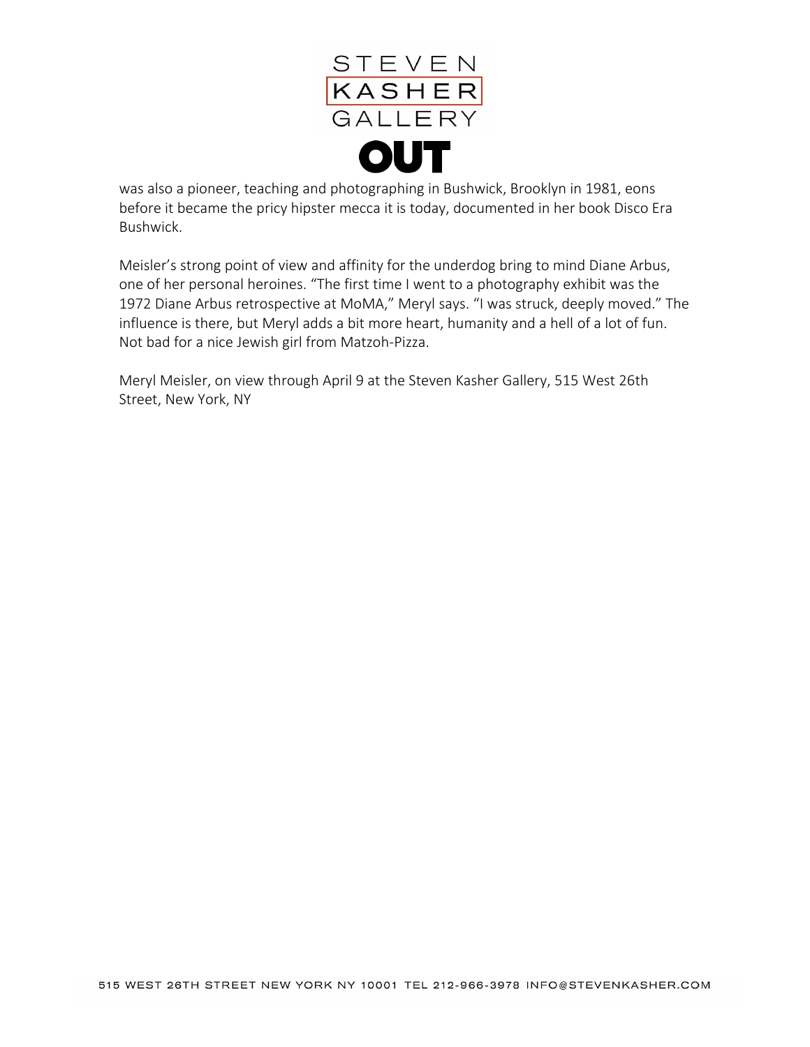was also a pioneer, teaching and photographing in Bushwick, Brooklyn in 1981, eons before it became the pricy hipster mecca it is today, documented in her book Disco Era Bushwick.

Meisler's strong point of view and affinity for the underdog bring to mind Diane Arbus, one of her personal heroines. "The first time I went to a photography exhibit was the 1972 Diane Arbus retrospective at MoMA," Meryl says. "I was struck, deeply moved." The influence is there, but Meryl adds a bit more heart, humanity and a hell of a lot of fun. Not bad for a nice Jewish girl from Matzoh-Pizza.

Meryl Meisler, on view through April 9 at the Steven Kasher Gallery, 515 West 26th Street, New York, NY